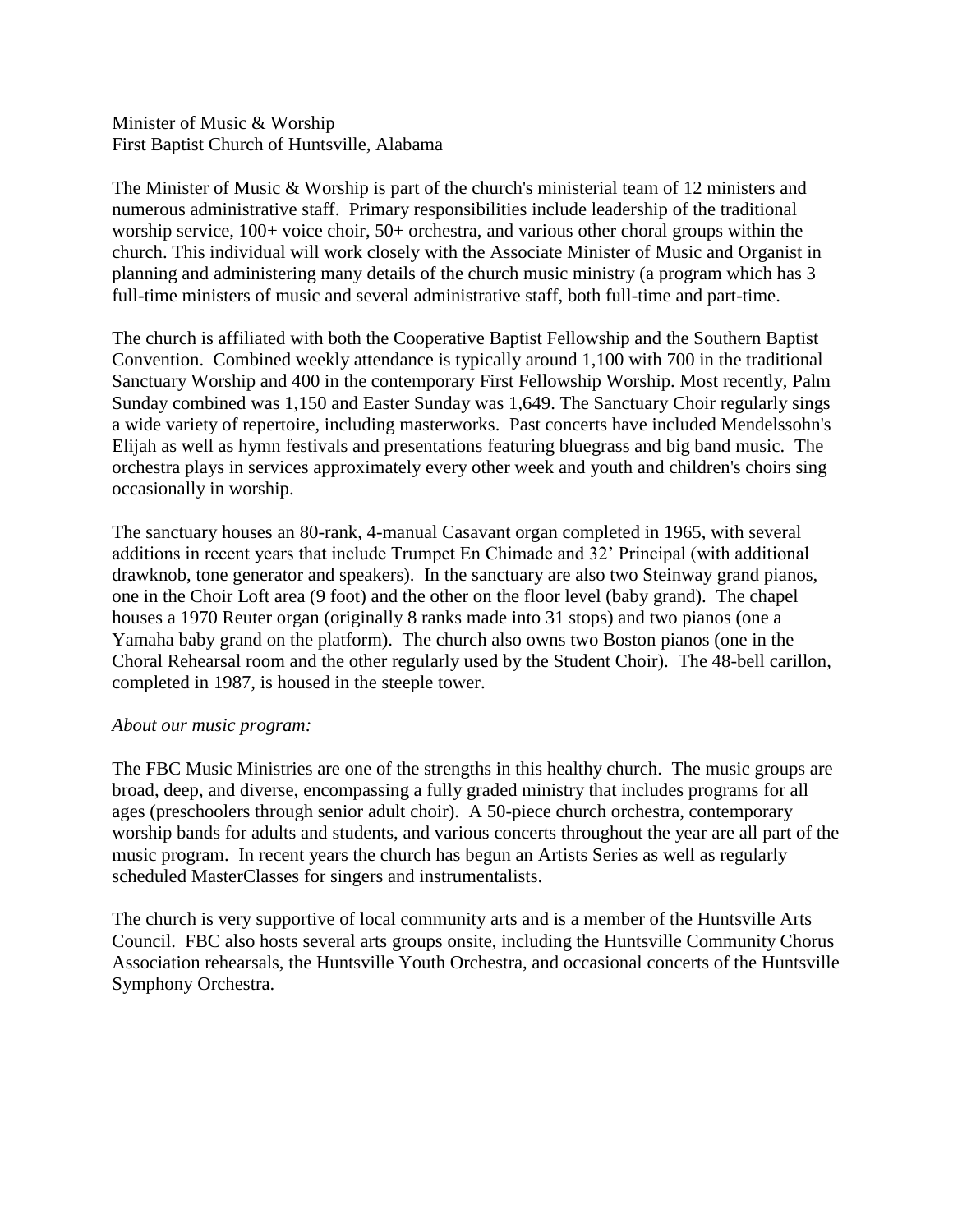Minister of Music & Worship
First Baptist Church of Huntsville, Alabama

The Minister of Music & Worship is part of the church's ministerial team of 12 ministers and numerous administrative staff. Primary responsibilities include leadership of the traditional worship service, 100+ voice choir, 50+ orchestra, and various other choral groups within the church. This individual will work closely with the Associate Minister of Music and Organist in planning and administering many details of the church music ministry (a program which has 3 full-time ministers of music and several administrative staff, both full-time and part-time.

The church is affiliated with both the Cooperative Baptist Fellowship and the Southern Baptist Convention. Combined weekly attendance is typically around 1,100 with 700 in the traditional Sanctuary Worship and 400 in the contemporary First Fellowship Worship. Most recently, Palm Sunday combined was 1,150 and Easter Sunday was 1,649. The Sanctuary Choir regularly sings a wide variety of repertoire, including masterworks. Past concerts have included Mendelssohn's Elijah as well as hymn festivals and presentations featuring bluegrass and big band music. The orchestra plays in services approximately every other week and youth and children's choirs sing occasionally in worship.

The sanctuary houses an 80-rank, 4-manual Casavant organ completed in 1965, with several additions in recent years that include Trumpet En Chimade and 32' Principal (with additional drawknob, tone generator and speakers). In the sanctuary are also two Steinway grand pianos, one in the Choir Loft area (9 foot) and the other on the floor level (baby grand). The chapel houses a 1970 Reuter organ (originally 8 ranks made into 31 stops) and two pianos (one a Yamaha baby grand on the platform). The church also owns two Boston pianos (one in the Choral Rehearsal room and the other regularly used by the Student Choir). The 48-bell carillon, completed in 1987, is housed in the steeple tower.

*About our music program:*

The FBC Music Ministries are one of the strengths in this healthy church. The music groups are broad, deep, and diverse, encompassing a fully graded ministry that includes programs for all ages (preschoolers through senior adult choir). A 50-piece church orchestra, contemporary worship bands for adults and students, and various concerts throughout the year are all part of the music program. In recent years the church has begun an Artists Series as well as regularly scheduled MasterClasses for singers and instrumentalists.

The church is very supportive of local community arts and is a member of the Huntsville Arts Council. FBC also hosts several arts groups onsite, including the Huntsville Community Chorus Association rehearsals, the Huntsville Youth Orchestra, and occasional concerts of the Huntsville Symphony Orchestra.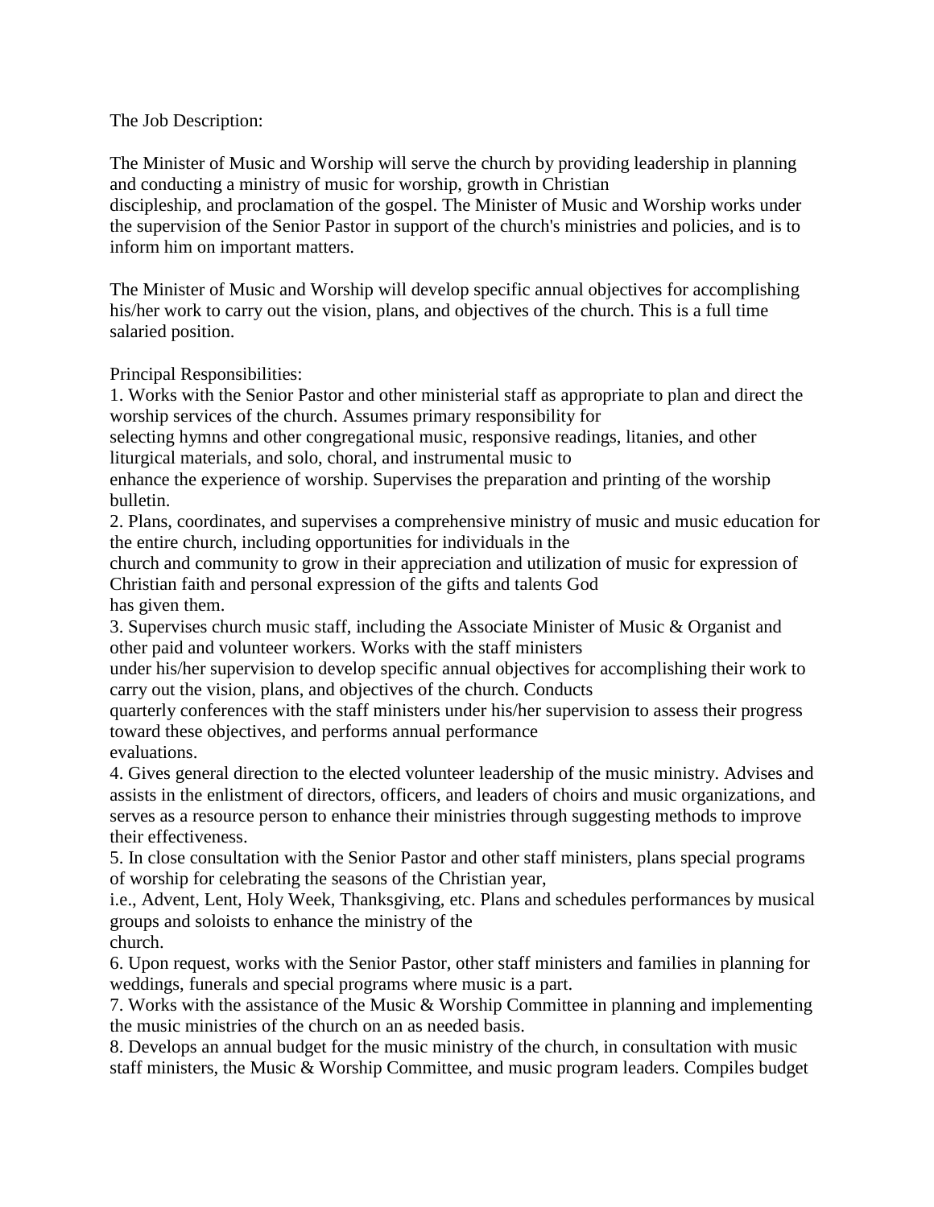The Job Description:

The Minister of Music and Worship will serve the church by providing leadership in planning and conducting a ministry of music for worship, growth in Christian discipleship, and proclamation of the gospel. The Minister of Music and Worship works under the supervision of the Senior Pastor in support of the church's ministries and policies, and is to inform him on important matters.

The Minister of Music and Worship will develop specific annual objectives for accomplishing his/her work to carry out the vision, plans, and objectives of the church. This is a full time salaried position.

Principal Responsibilities:

1. Works with the Senior Pastor and other ministerial staff as appropriate to plan and direct the worship services of the church. Assumes primary responsibility for selecting hymns and other congregational music, responsive readings, litanies, and other liturgical materials, and solo, choral, and instrumental music to enhance the experience of worship. Supervises the preparation and printing of the worship bulletin.
2. Plans, coordinates, and supervises a comprehensive ministry of music and music education for the entire church, including opportunities for individuals in the church and community to grow in their appreciation and utilization of music for expression of Christian faith and personal expression of the gifts and talents God has given them.
3. Supervises church music staff, including the Associate Minister of Music & Organist and other paid and volunteer workers. Works with the staff ministers under his/her supervision to develop specific annual objectives for accomplishing their work to carry out the vision, plans, and objectives of the church. Conducts quarterly conferences with the staff ministers under his/her supervision to assess their progress toward these objectives, and performs annual performance evaluations.
4. Gives general direction to the elected volunteer leadership of the music ministry. Advises and assists in the enlistment of directors, officers, and leaders of choirs and music organizations, and serves as a resource person to enhance their ministries through suggesting methods to improve their effectiveness.
5. In close consultation with the Senior Pastor and other staff ministers, plans special programs of worship for celebrating the seasons of the Christian year, i.e., Advent, Lent, Holy Week, Thanksgiving, etc. Plans and schedules performances by musical groups and soloists to enhance the ministry of the church.
6. Upon request, works with the Senior Pastor, other staff ministers and families in planning for weddings, funerals and special programs where music is a part.
7. Works with the assistance of the Music & Worship Committee in planning and implementing the music ministries of the church on an as needed basis.
8. Develops an annual budget for the music ministry of the church, in consultation with music staff ministers, the Music & Worship Committee, and music program leaders. Compiles budget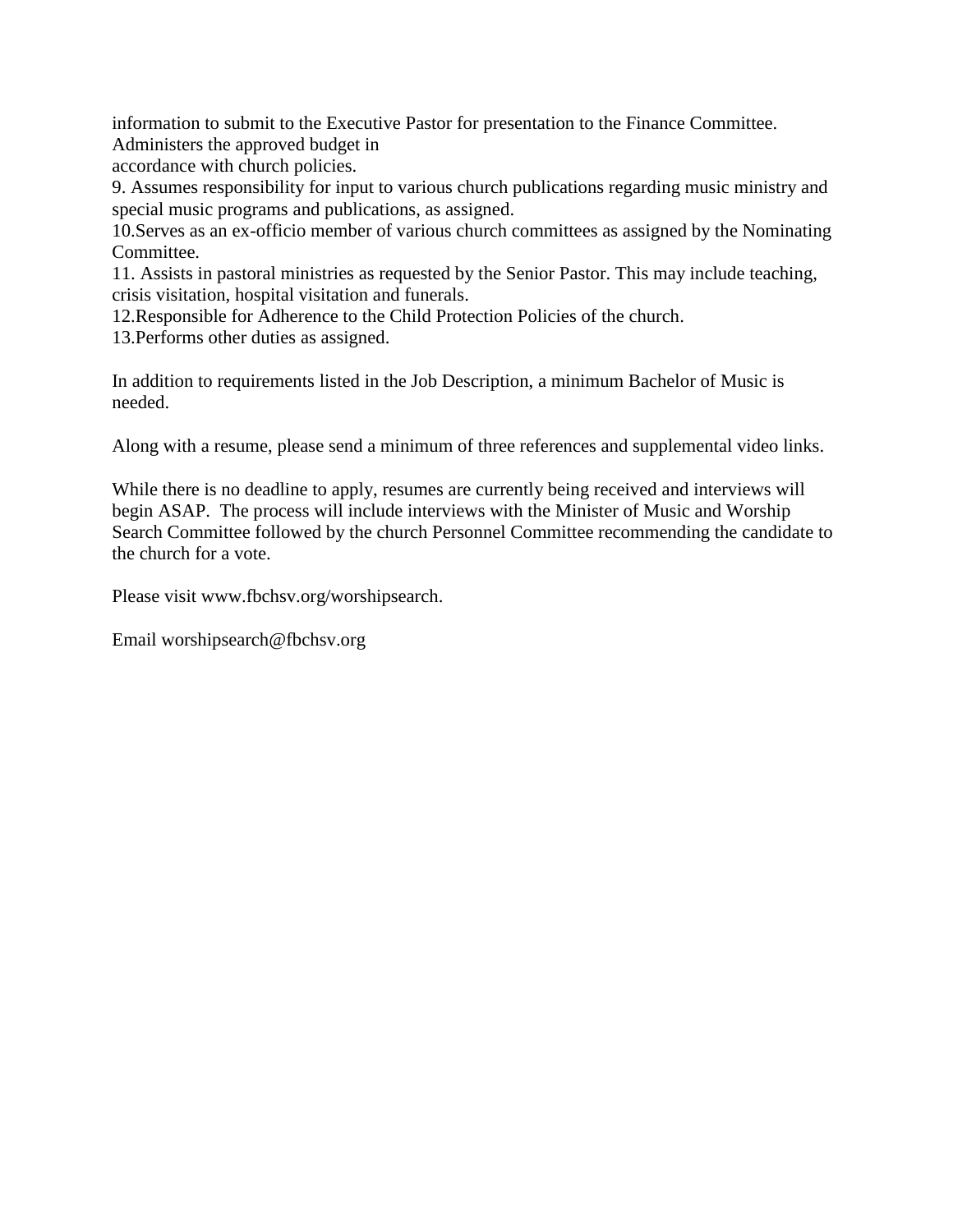information to submit to the Executive Pastor for presentation to the Finance Committee. Administers the approved budget in accordance with church policies.

9. Assumes responsibility for input to various church publications regarding music ministry and special music programs and publications, as assigned.
10. Serves as an ex-officio member of various church committees as assigned by the Nominating Committee.
11. Assists in pastoral ministries as requested by the Senior Pastor. This may include teaching, crisis visitation, hospital visitation and funerals.
12. Responsible for Adherence to the Child Protection Policies of the church.
13. Performs other duties as assigned.

In addition to requirements listed in the Job Description, a minimum Bachelor of Music is needed.

Along with a resume, please send a minimum of three references and supplemental video links.

While there is no deadline to apply, resumes are currently being received and interviews will begin ASAP. The process will include interviews with the Minister of Music and Worship Search Committee followed by the church Personnel Committee recommending the candidate to the church for a vote.

Please visit www.fbchsv.org/worshipsearch.

Email worshipsearch@fbchsv.org